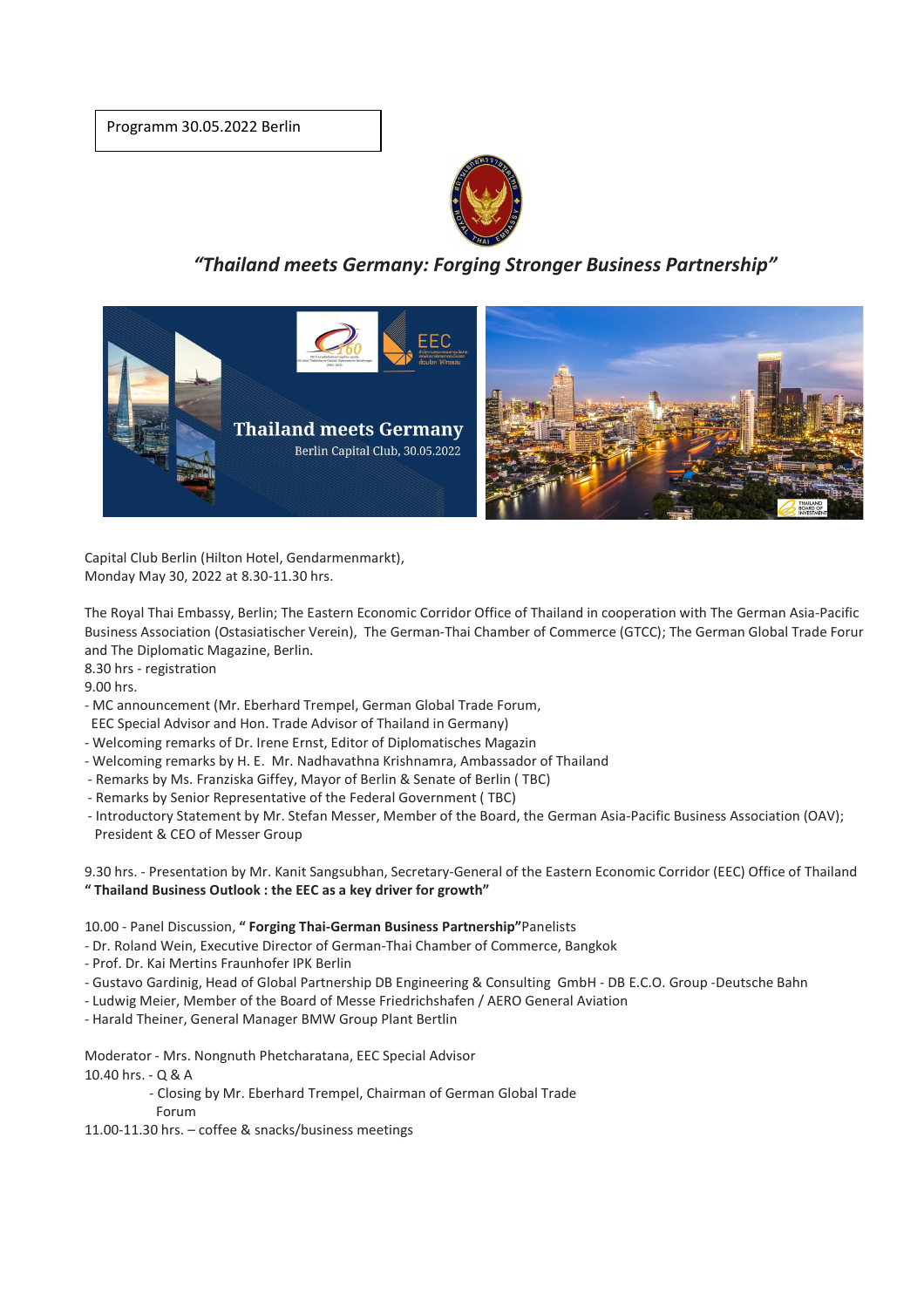Programm 30.05.2022 Berlin

## *"Thailand meets Germany: Forging Stronger Business Partnership"*

Capital Club Berlin (Hilton Hotel, Gendarmenmarkt),
Monday May 30, 2022 at 8.30-11.30 hrs.

The Royal Thai Embassy, Berlin; The Eastern Economic Corridor Office of Thailand in cooperation with The German Asia-Pacific Business Association (Ostasiatischer Verein), The German-Thai Chamber of Commerce (GTCC); The German Global Trade Forur and The Diplomatic Magazine, Berlin.

8.30 hrs - registration

9.00 hrs.

- MC announcement (Mr. Eberhard Trempel, German Global Trade Forum, EEC Special Advisor and Hon. Trade Advisor of Thailand in Germany)
- Welcoming remarks of Dr. Irene Ernst, Editor of Diplomatisches Magazin
- Welcoming remarks by H. E. Mr. Nadhavathna Krishnamra, Ambassador of Thailand
- Remarks by Ms. Franziska Giffey, Mayor of Berlin & Senate of Berlin ( TBC)
- Remarks by Senior Representative of the Federal Government ( TBC)
- Introductory Statement by Mr. Stefan Messer, Member of the Board, the German Asia-Pacific Business Association (OAV); President & CEO of Messer Group

9.30 hrs. - Presentation by Mr. Kanit Sangsubhan, Secretary-General of the Eastern Economic Corridor (EEC) Office of Thailand
**" Thailand Business Outlook : the EEC as a key driver for growth"**

10.00 - Panel Discussion, **" Forging Thai-German Business Partnership"**Panelists

- Dr. Roland Wein, Executive Director of German-Thai Chamber of Commerce, Bangkok
- Prof. Dr. Kai Mertins Fraunhofer IPK Berlin
- Gustavo Gardinig, Head of Global Partnership DB Engineering & Consulting GmbH - DB E.C.O. Group -Deutsche Bahn
- Ludwig Meier, Member of the Board of Messe Friedrichshafen / AERO General Aviation
- Harald Theiner, General Manager BMW Group Plant Bertlin

Moderator - Mrs. Nongnuth Phetcharatana, EEC Special Advisor

10.40 hrs. - Q & A

- Closing by Mr. Eberhard Trempel, Chairman of German Global Trade Forum

11.00-11.30 hrs. – coffee & snacks/business meetings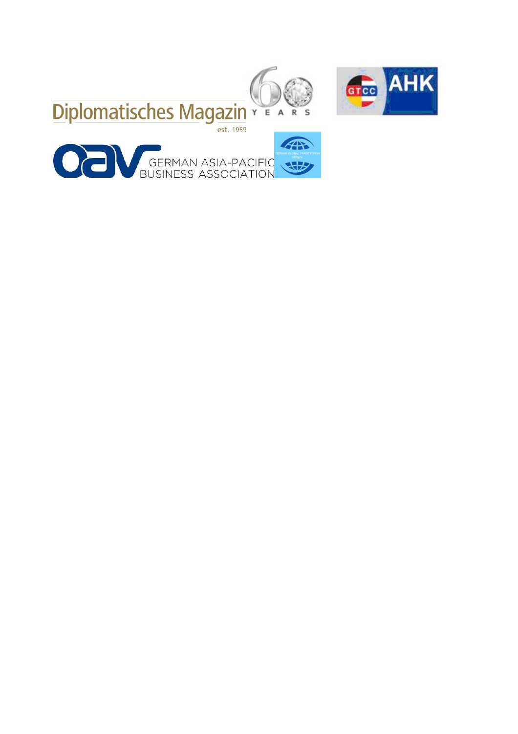Diplomatisches Magazin

60 YEARS

est. 1959

GTCC AHK

OAV GERMAN ASIA-PACIFIC BUSINESS ASSOCIATION

GERMAN GLOBAL TRADE FORUM BERLIN